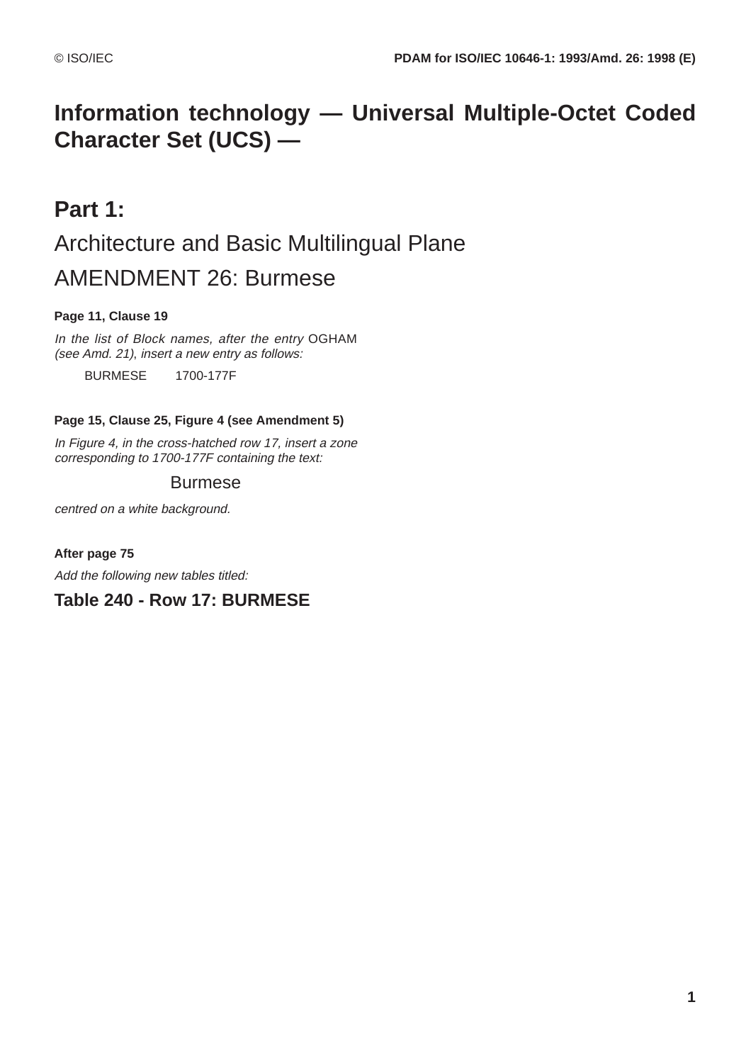# Information technology — Universal Multiple-Octet Coded Character Set (UCS) —

## Part 1:

## Architecture and Basic Multilingual Plane

## AMENDMENT 26: Burmese

**Page 11, Clause 19**

*In the list of Block names, after the entry* OGHAM *(see Amd. 21), insert a new entry as follows:*

BURMESE 1700-177F

**Page 15, Clause 25, Figure 4 (see Amendment 5)**

*In Figure 4, in the cross-hatched row 17, insert a zone corresponding to 1700-177F containing the text:*

Burmese

*centred on a white background.*

**After page 75**

*Add the following new tables titled:*

### Table 240 - Row 17: BURMESE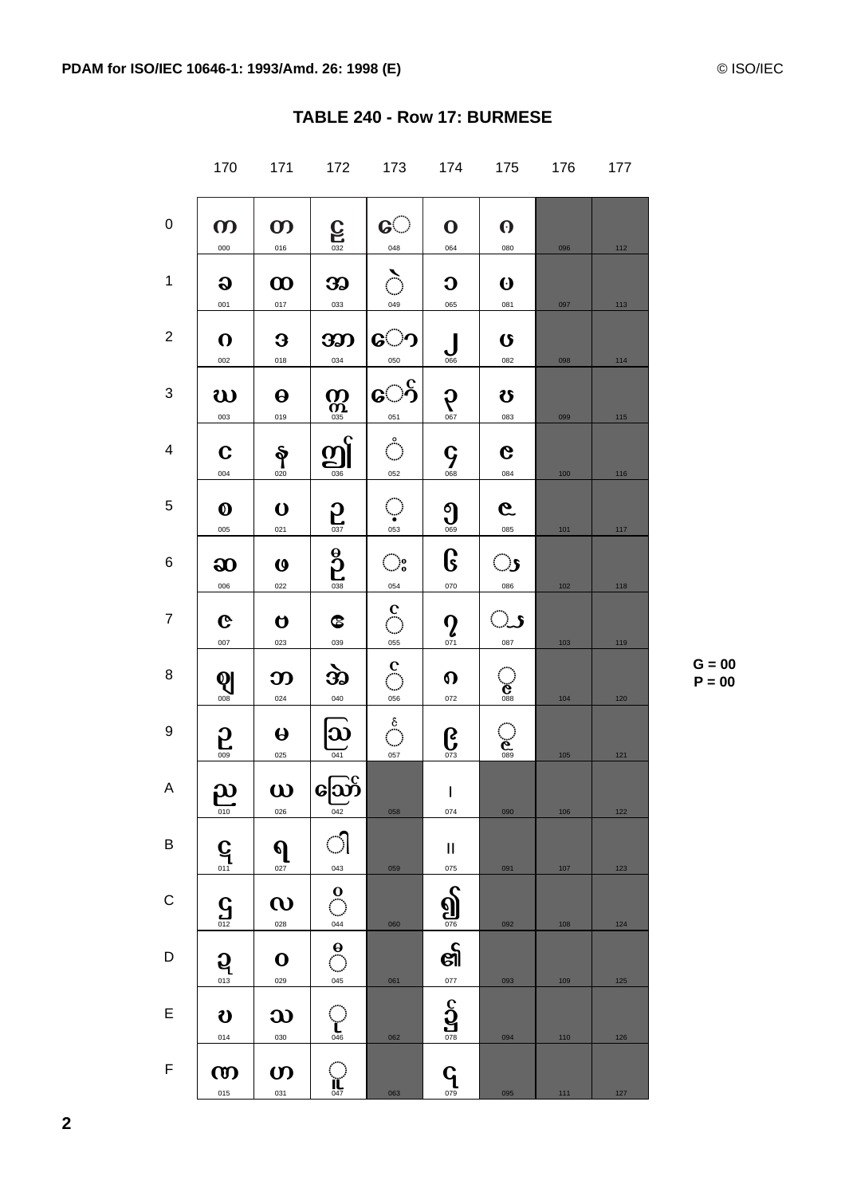# TABLE 240 - Row 17: BURMESE

| | 170 | 171 | 172 | 173 | 174 | 175 | 176 | 177 |
|---|---|---|---|---|---|---|---|---|
| 0 | က 000 | တ 016 | ဠ 032 | ◌ေ 048 | ၀ 064 | ၐ 080 | 096 | 112 |
| 1 | ခ 001 | ထ 017 | အ 033 | ◌ဲ 049 | ၁ 065 | ၑ 081 | 097 | 113 |
| 2 | ဂ 002 | ဒ 018 | ဢ 034 | ◌ော 050 | ၂ 066 | ၒ 082 | 098 | 114 |
| 3 | ဃ 003 | ဓ 019 | ဣ 035 | ◌ော် 051 | ၃ 067 | ၓ 083 | 099 | 115 |
| 4 | င 004 | န 020 | ဤ 036 | ◌ံ 052 | ၄ 068 | ၔ 084 | 100 | 116 |
| 5 | စ 005 | ပ 021 | ဥ 037 | ◌့ 053 | ၅ 069 | ၕ 085 | 101 | 117 |
| 6 | ဆ 006 | ဖ 022 | ဦ 038 | ◌း 054 | ၆ 070 | ◌ၖ 086 | 102 | 118 |
| 7 | ဇ 007 | ဗ 023 | ဧ 039 | ◌င 055 | ၇ 071 | ◌ၗ 087 | 103 | 119 |
| 8 | ဈ 008 | ဘ 024 | ဨ 040 | ◌င 056 | ၈ 072 | ◌ၘ 088 | 104 | 120 |
| 9 | ဉ 009 | မ 025 | ဩ 041 | ◌င် 057 | ၉ 073 | ◌ၙ 089 | 105 | 121 |
| A | ည 010 | ယ 026 | ဪ 042 | 058 | ၊ 074 | 090 | 106 | 122 |
| B | ဋ 011 | ရ 027 | ◌ါ 043 | 059 | ။ 075 | 091 | 107 | 123 |
| C | ဌ 012 | လ 028 | ◌ိ 044 | 060 | ၌ 076 | 092 | 108 | 124 |
| D | ဍ 013 | ဝ 029 | ◌ီ 045 | 061 | ၍ 077 | 093 | 109 | 125 |
| E | ဎ 014 | သ 030 | ◌ု 046 | 062 | ၎ 078 | 094 | 110 | 126 |
| F | ဏ 015 | ဟ 031 | ◌ူ 047 | 063 | ၏ 079 | 095 | 111 | 127 |

G = 00
P = 00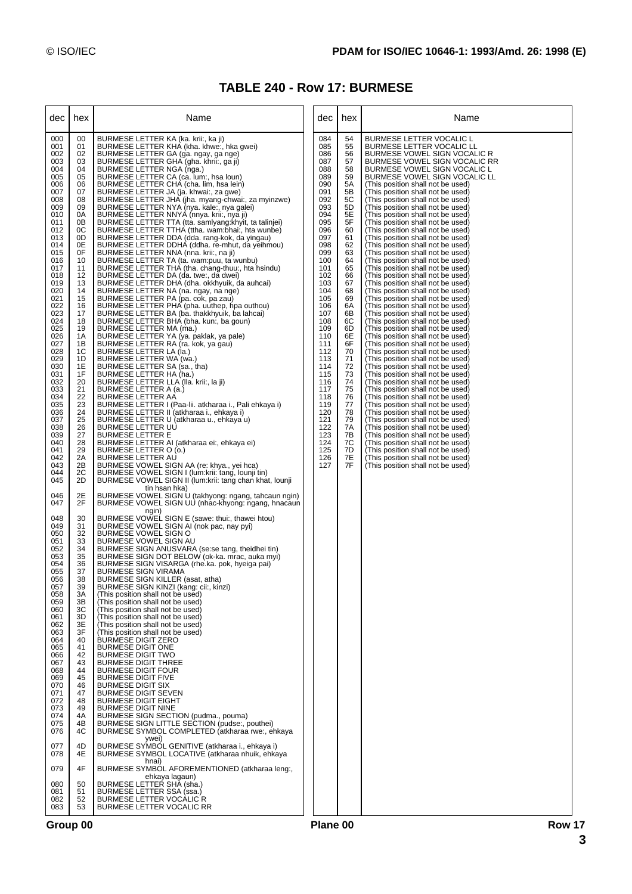# TABLE 240 - Row 17: BURMESE

| dec | hex | Name |
|---|---|---|
| 000 | 00 | BURMESE LETTER KA (ka. krii:, ka ji) |
| 001 | 01 | BURMESE LETTER KHA (kha. khwe:, hka gwei) |
| 002 | 02 | BURMESE LETTER GA (ga. ngay, ga nge) |
| 003 | 03 | BURMESE LETTER GHA (gha. khrii:, ga ji) |
| 004 | 04 | BURMESE LETTER NGA (nga.) |
| 005 | 05 | BURMESE LETTER CA (ca. lum:, hsa loun) |
| 006 | 06 | BURMESE LETTER CHA (cha. lim, hsa lein) |
| 007 | 07 | BURMESE LETTER JA (ja. khwai:, za gwe) |
| 008 | 08 | BURMESE LETTER JHA (jha. myang-chwai:, za myinzwe) |
| 009 | 09 | BURMESE LETTER NYA (nya. kale:, nya galei) |
| 010 | 0A | BURMESE LETTER NNYA (nnya. krii:, nya ji) |
| 011 | 0B | BURMESE LETTER TTA (tta. samlyang:khyit, ta talinjei) |
| 012 | 0C | BURMESE LETTER TTHA (ttha. wam:bhai:, hta wunbe) |
| 013 | 0D | BURMESE LETTER DDA (dda. rang-kok, da yingau) |
| 014 | 0E | BURMESE LETTER DDHA (ddha. re-mhut, da yeihmou) |
| 015 | 0F | BURMESE LETTER NNA (nna. krii:, na ji) |
| 016 | 10 | BURMESE LETTER TA (ta. wam:puu, ta wunbu) |
| 017 | 11 | BURMESE LETTER THA (tha. chang-thuu:, hta hsindu) |
| 018 | 12 | BURMESE LETTER DA (da. twe:, da dwei) |
| 019 | 13 | BURMESE LETTER DHA (dha. okkhyuik, da auhcai) |
| 020 | 14 | BURMESE LETTER NA (na. ngay, na nge) |
| 021 | 15 | BURMESE LETTER PA (pa. cok, pa zau) |
| 022 | 16 | BURMESE LETTER PHA (pha. uuthep, hpa outhou) |
| 023 | 17 | BURMESE LETTER BA (ba. thakkhyuik, ba lahcai) |
| 024 | 18 | BURMESE LETTER BHA (bha. kun:, ba goun) |
| 025 | 19 | BURMESE LETTER MA (ma.) |
| 026 | 1A | BURMESE LETTER YA (ya. paklak, ya pale) |
| 027 | 1B | BURMESE LETTER RA (ra. kok, ya gau) |
| 028 | 1C | BURMESE LETTER LA (la.) |
| 029 | 1D | BURMESE LETTER WA (wa.) |
| 030 | 1E | BURMESE LETTER SA (sa., tha) |
| 031 | 1F | BURMESE LETTER HA (ha.) |
| 032 | 20 | BURMESE LETTER LLA (lla. krii:, la ji) |
| 033 | 21 | BURMESE LETTER A (a.) |
| 034 | 22 | BURMESE LETTER AA |
| 035 | 23 | BURMESE LETTER I (Paa-lii. atkharaa i., Pali ehkaya i) |
| 036 | 24 | BURMESE LETTER II (atkharaa i., ehkaya i) |
| 037 | 25 | BURMESE LETTER U (atkharaa u., ehkaya u) |
| 038 | 26 | BURMESE LETTER UU |
| 039 | 27 | BURMESE LETTER E |
| 040 | 28 | BURMESE LETTER AI (atkharaa ei:, ehkaya ei) |
| 041 | 29 | BURMESE LETTER O (o.) |
| 042 | 2A | BURMESE LETTER AU |
| 043 | 2B | BURMESE VOWEL SIGN AA (re: khya., yei hca) |
| 044 | 2C | BURMESE VOWEL SIGN I (lum:krii: tang, lounji tin) |
| 045 | 2D | BURMESE VOWEL SIGN II (lum:krii: tang chan khat, lounji tin hsan hka) |
| 046 | 2E | BURMESE VOWEL SIGN U (takhyong: ngang, tahcaun ngin) |
| 047 | 2F | BURMESE VOWEL SIGN UU (nhac-khyong: ngang, hnacaun ngin) |
| 048 | 30 | BURMESE VOWEL SIGN E (sawe: thui:, thawei htou) |
| 049 | 31 | BURMESE VOWEL SIGN AI (nok pac, nay pyi) |
| 050 | 32 | BURMESE VOWEL SIGN O |
| 051 | 33 | BURMESE VOWEL SIGN AU |
| 052 | 34 | BURMESE SIGN ANUSVARA (se:se tang, theidhei tin) |
| 053 | 35 | BURMESE SIGN DOT BELOW (ok-ka. mrac, auka myi) |
| 054 | 36 | BURMESE SIGN VISARGA (rhe.ka. pok, hyeiga pai) |
| 055 | 37 | BURMESE SIGN VIRAMA |
| 056 | 38 | BURMESE SIGN KILLER (asat, atha) |
| 057 | 39 | BURMESE SIGN KINZI (kang: cii:, kinzi) |
| 058 | 3A | (This position shall not be used) |
| 059 | 3B | (This position shall not be used) |
| 060 | 3C | (This position shall not be used) |
| 061 | 3D | (This position shall not be used) |
| 062 | 3E | (This position shall not be used) |
| 063 | 3F | (This position shall not be used) |
| 064 | 40 | BURMESE DIGIT ZERO |
| 065 | 41 | BURMESE DIGIT ONE |
| 066 | 42 | BURMESE DIGIT TWO |
| 067 | 43 | BURMESE DIGIT THREE |
| 068 | 44 | BURMESE DIGIT FOUR |
| 069 | 45 | BURMESE DIGIT FIVE |
| 070 | 46 | BURMESE DIGIT SIX |
| 071 | 47 | BURMESE DIGIT SEVEN |
| 072 | 48 | BURMESE DIGIT EIGHT |
| 073 | 49 | BURMESE DIGIT NINE |
| 074 | 4A | BURMESE SIGN SECTION (pudma., pouma) |
| 075 | 4B | BURMESE SIGN LITTLE SECTION (pudse:, pouthei) |
| 076 | 4C | BURMESE SYMBOL COMPLETED (atkharaa rwe:, ehkaya ywei) |
| 077 | 4D | BURMESE SYMBOL GENITIVE (atkharaa i., ehkaya i) |
| 078 | 4E | BURMESE SYMBOL LOCATIVE (atkharaa nhuik, ehkaya hnai) |
| 079 | 4F | BURMESE SYMBOL AFOREMENTIONED (atkharaa leng:, ehkaya lagaun) |
| 080 | 50 | BURMESE LETTER SHA (sha.) |
| 081 | 51 | BURMESE LETTER SSA (ssa.) |
| 082 | 52 | BURMESE LETTER VOCALIC R |
| 083 | 53 | BURMESE LETTER VOCALIC RR |
| 084 | 54 | BURMESE LETTER VOCALIC L |
| 085 | 55 | BURMESE LETTER VOCALIC LL |
| 086 | 56 | BURMESE VOWEL SIGN VOCALIC R |
| 087 | 57 | BURMESE VOWEL SIGN VOCALIC RR |
| 088 | 58 | BURMESE VOWEL SIGN VOCALIC L |
| 089 | 59 | BURMESE VOWEL SIGN VOCALIC LL |
| 090 | 5A | (This position shall not be used) |
| 091 | 5B | (This position shall not be used) |
| 092 | 5C | (This position shall not be used) |
| 093 | 5D | (This position shall not be used) |
| 094 | 5E | (This position shall not be used) |
| 095 | 5F | (This position shall not be used) |
| 096 | 60 | (This position shall not be used) |
| 097 | 61 | (This position shall not be used) |
| 098 | 62 | (This position shall not be used) |
| 099 | 63 | (This position shall not be used) |
| 100 | 64 | (This position shall not be used) |
| 101 | 65 | (This position shall not be used) |
| 102 | 66 | (This position shall not be used) |
| 103 | 67 | (This position shall not be used) |
| 104 | 68 | (This position shall not be used) |
| 105 | 69 | (This position shall not be used) |
| 106 | 6A | (This position shall not be used) |
| 107 | 6B | (This position shall not be used) |
| 108 | 6C | (This position shall not be used) |
| 109 | 6D | (This position shall not be used) |
| 110 | 6E | (This position shall not be used) |
| 111 | 6F | (This position shall not be used) |
| 112 | 70 | (This position shall not be used) |
| 113 | 71 | (This position shall not be used) |
| 114 | 72 | (This position shall not be used) |
| 115 | 73 | (This position shall not be used) |
| 116 | 74 | (This position shall not be used) |
| 117 | 75 | (This position shall not be used) |
| 118 | 76 | (This position shall not be used) |
| 119 | 77 | (This position shall not be used) |
| 120 | 78 | (This position shall not be used) |
| 121 | 79 | (This position shall not be used) |
| 122 | 7A | (This position shall not be used) |
| 123 | 7B | (This position shall not be used) |
| 124 | 7C | (This position shall not be used) |
| 125 | 7D | (This position shall not be used) |
| 126 | 7E | (This position shall not be used) |
| 127 | 7F | (This position shall not be used) |

Group 00 Plane 00 Row 17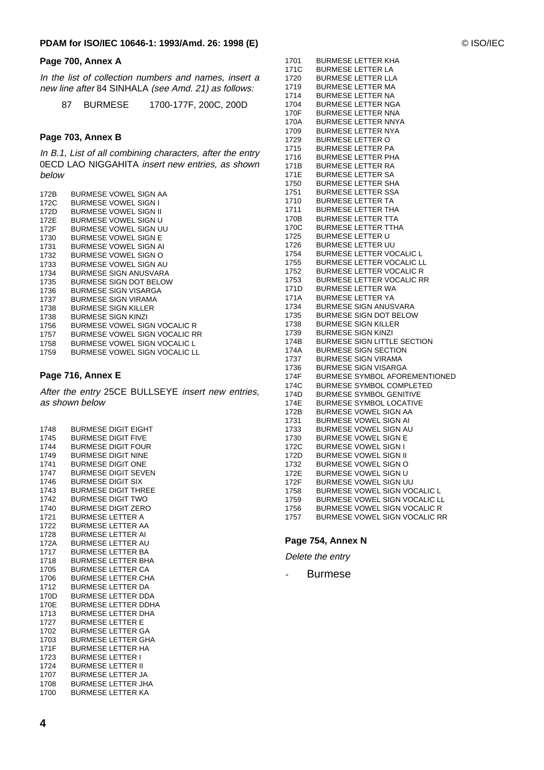### Page 700, Annex A

*In the list of collection numbers and names, insert a new line after* 84 SINHALA *(see Amd. 21) as follows:*

| | | |
|---|---|---|
| 87 | BURMESE | 1700-177F, 200C, 200D |

### Page 703, Annex B

*In B.1, List of all combining characters, after the entry* 0ECD LAO NIGGAHITA *insert new entries, as shown below*

| | |
|---|---|
| 172B | BURMESE VOWEL SIGN AA |
| 172C | BURMESE VOWEL SIGN I |
| 172D | BURMESE VOWEL SIGN II |
| 172E | BURMESE VOWEL SIGN U |
| 172F | BURMESE VOWEL SIGN UU |
| 1730 | BURMESE VOWEL SIGN E |
| 1731 | BURMESE VOWEL SIGN AI |
| 1732 | BURMESE VOWEL SIGN O |
| 1733 | BURMESE VOWEL SIGN AU |
| 1734 | BURMESE SIGN ANUSVARA |
| 1735 | BURMESE SIGN DOT BELOW |
| 1736 | BURMESE SIGN VISARGA |
| 1737 | BURMESE SIGN VIRAMA |
| 1738 | BURMESE SIGN KILLER |
| 1738 | BURMESE SIGN KINZI |
| 1756 | BURMESE VOWEL SIGN VOCALIC R |
| 1757 | BURMESE VOWEL SIGN VOCALIC RR |
| 1758 | BURMESE VOWEL SIGN VOCALIC L |
| 1759 | BURMESE VOWEL SIGN VOCALIC LL |

### Page 716, Annex E

*After the entry* 25CE BULLSEYE *insert new entries, as shown below*

| | |
|---|---|
| 1748 | BURMESE DIGIT EIGHT |
| 1745 | BURMESE DIGIT FIVE |
| 1744 | BURMESE DIGIT FOUR |
| 1749 | BURMESE DIGIT NINE |
| 1741 | BURMESE DIGIT ONE |
| 1747 | BURMESE DIGIT SEVEN |
| 1746 | BURMESE DIGIT SIX |
| 1743 | BURMESE DIGIT THREE |
| 1742 | BURMESE DIGIT TWO |
| 1740 | BURMESE DIGIT ZERO |
| 1721 | BURMESE LETTER A |
| 1722 | BURMESE LETTER AA |
| 1728 | BURMESE LETTER AI |
| 172A | BURMESE LETTER AU |
| 1717 | BURMESE LETTER BA |
| 1718 | BURMESE LETTER BHA |
| 1705 | BURMESE LETTER CA |
| 1706 | BURMESE LETTER CHA |
| 1712 | BURMESE LETTER DA |
| 170D | BURMESE LETTER DDA |
| 170E | BURMESE LETTER DDHA |
| 1713 | BURMESE LETTER DHA |
| 1727 | BURMESE LETTER E |
| 1702 | BURMESE LETTER GA |
| 1703 | BURMESE LETTER GHA |
| 171F | BURMESE LETTER HA |
| 1723 | BURMESE LETTER I |
| 1724 | BURMESE LETTER II |
| 1707 | BURMESE LETTER JA |
| 1708 | BURMESE LETTER JHA |
| 1700 | BURMESE LETTER KA |
| 1701 | BURMESE LETTER KHA |
| 171C | BURMESE LETTER LA |
| 1720 | BURMESE LETTER LLA |
| 1719 | BURMESE LETTER MA |
| 1714 | BURMESE LETTER NA |
| 1704 | BURMESE LETTER NGA |
| 170F | BURMESE LETTER NNA |
| 170A | BURMESE LETTER NNYA |
| 1709 | BURMESE LETTER NYA |
| 1729 | BURMESE LETTER O |
| 1715 | BURMESE LETTER PA |
| 1716 | BURMESE LETTER PHA |
| 171B | BURMESE LETTER RA |
| 171E | BURMESE LETTER SA |
| 1750 | BURMESE LETTER SHA |
| 1751 | BURMESE LETTER SSA |
| 1710 | BURMESE LETTER TA |
| 1711 | BURMESE LETTER THA |
| 170B | BURMESE LETTER TTA |
| 170C | BURMESE LETTER TTHA |
| 1725 | BURMESE LETTER U |
| 1726 | BURMESE LETTER UU |
| 1754 | BURMESE LETTER VOCALIC L |
| 1755 | BURMESE LETTER VOCALIC LL |
| 1752 | BURMESE LETTER VOCALIC R |
| 1753 | BURMESE LETTER VOCALIC RR |
| 171D | BURMESE LETTER WA |
| 171A | BURMESE LETTER YA |
| 1734 | BURMESE SIGN ANUSVARA |
| 1735 | BURMESE SIGN DOT BELOW |
| 1738 | BURMESE SIGN KILLER |
| 1739 | BURMESE SIGN KINZI |
| 174B | BURMESE SIGN LITTLE SECTION |
| 174A | BURMESE SIGN SECTION |
| 1737 | BURMESE SIGN VIRAMA |
| 1736 | BURMESE SIGN VISARGA |
| 174F | BURMESE SYMBOL AFOREMENTIONED |
| 174C | BURMESE SYMBOL COMPLETED |
| 174D | BURMESE SYMBOL GENITIVE |
| 174E | BURMESE SYMBOL LOCATIVE |
| 172B | BURMESE VOWEL SIGN AA |
| 1731 | BURMESE VOWEL SIGN AI |
| 1733 | BURMESE VOWEL SIGN AU |
| 1730 | BURMESE VOWEL SIGN E |
| 172C | BURMESE VOWEL SIGN I |
| 172D | BURMESE VOWEL SIGN II |
| 1732 | BURMESE VOWEL SIGN O |
| 172E | BURMESE VOWEL SIGN U |
| 172F | BURMESE VOWEL SIGN UU |
| 1758 | BURMESE VOWEL SIGN VOCALIC L |
| 1759 | BURMESE VOWEL SIGN VOCALIC LL |
| 1756 | BURMESE VOWEL SIGN VOCALIC R |
| 1757 | BURMESE VOWEL SIGN VOCALIC RR |

### Page 754, Annex N

*Delete the entry*

- Burmese